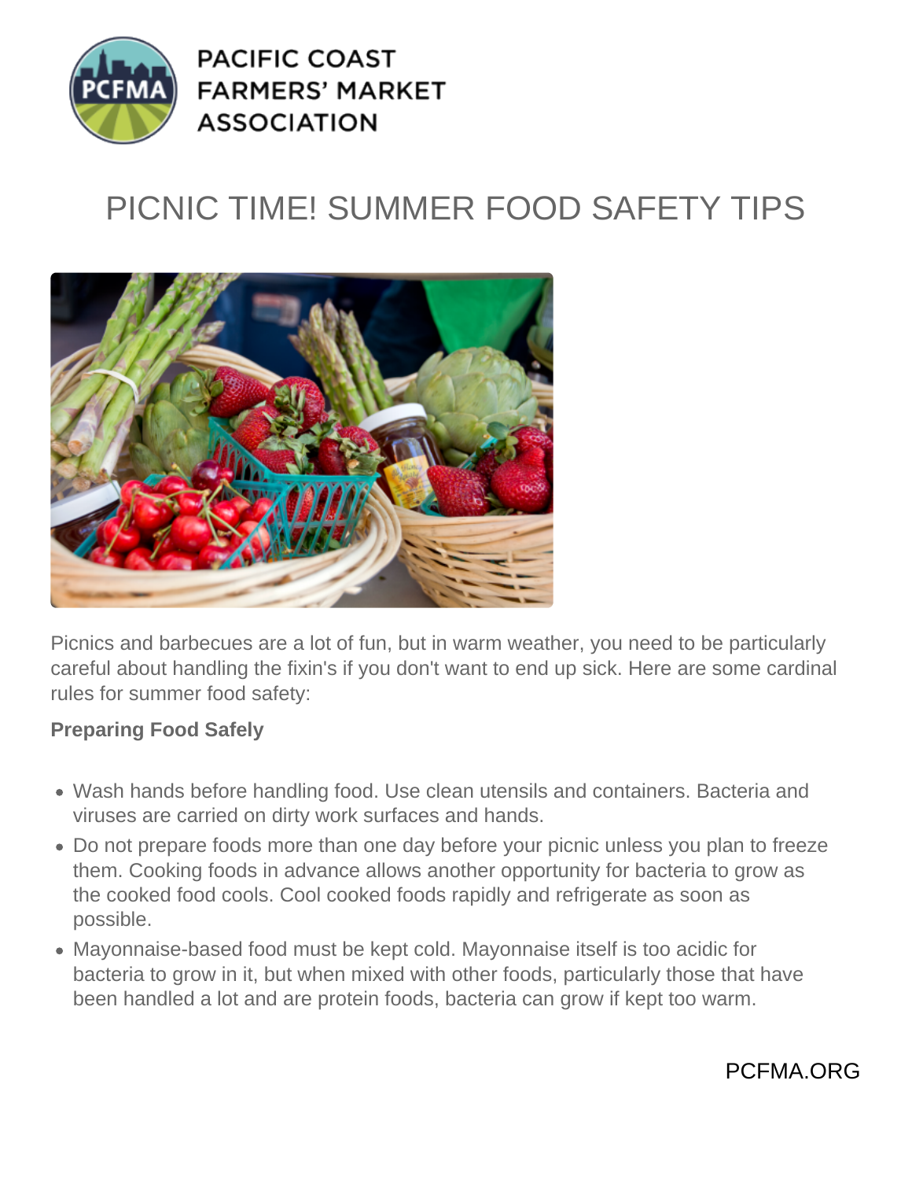PACIFIC COAST FARMERS' MARKET ASSOCIATION

# PICNIC TIME! SUMMER FOOD SAFETY TIPS

Picnics and barbecues are a lot of fun, but in warm weather, you need to be particularly careful about handling the fixin's if you don't want to end up sick. Here are some cardinal rules for summer food safety:

**Preparing Food Safely**

- Wash hands before handling food. Use clean utensils and containers. Bacteria and viruses are carried on dirty work surfaces and hands.
- Do not prepare foods more than one day before your picnic unless you plan to freeze them. Cooking foods in advance allows another opportunity for bacteria to grow as the cooked food cools. Cool cooked foods rapidly and refrigerate as soon as possible.
- Mayonnaise-based food must be kept cold. Mayonnaise itself is too acidic for bacteria to grow in it, but when mixed with other foods, particularly those that have been handled a lot and are protein foods, bacteria can grow if kept too warm.

PCFMA.ORG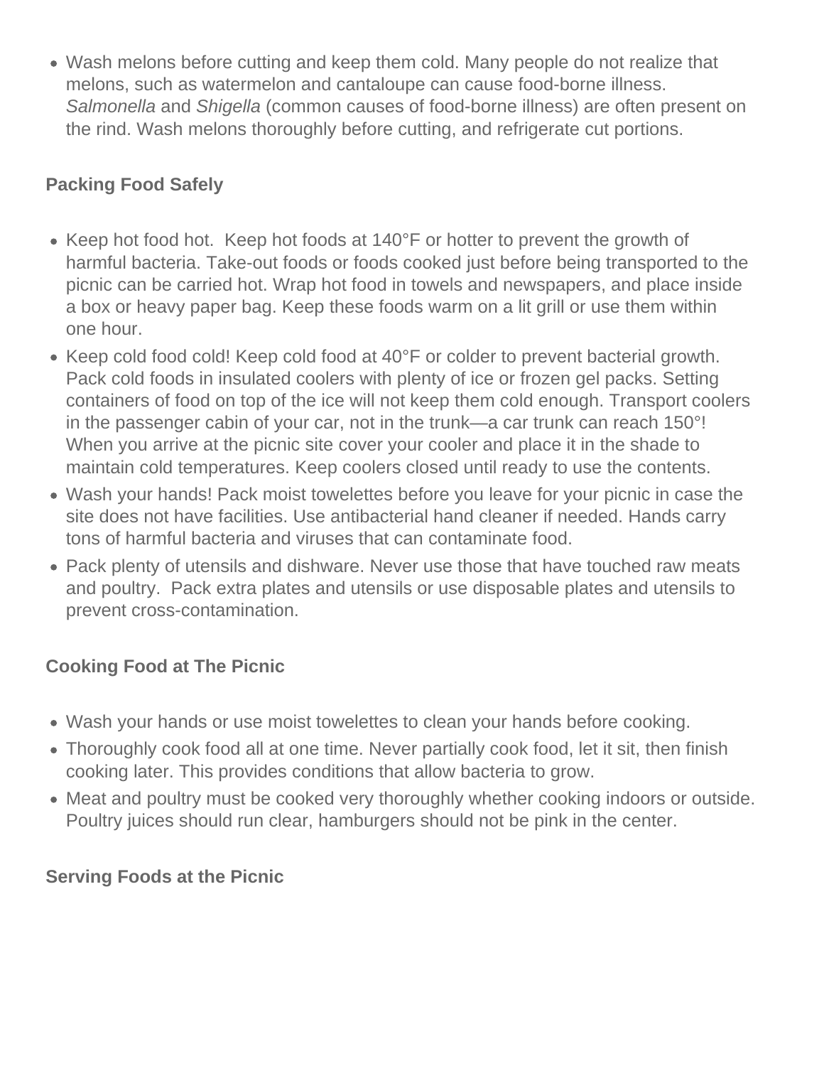- Wash melons before cutting and keep them cold. Many people do not realize that melons, such as watermelon and cantaloupe can cause food-borne illness. *Salmonella* and *Shigella* (common causes of food-borne illness) are often present on the rind. Wash melons thoroughly before cutting, and refrigerate cut portions.

### Packing Food Safely

- Keep hot food hot. Keep hot foods at 140°F or hotter to prevent the growth of harmful bacteria. Take-out foods or foods cooked just before being transported to the picnic can be carried hot. Wrap hot food in towels and newspapers, and place inside a box or heavy paper bag. Keep these foods warm on a lit grill or use them within one hour.
- Keep cold food cold! Keep cold food at 40°F or colder to prevent bacterial growth. Pack cold foods in insulated coolers with plenty of ice or frozen gel packs. Setting containers of food on top of the ice will not keep them cold enough. Transport coolers in the passenger cabin of your car, not in the trunk—a car trunk can reach 150°! When you arrive at the picnic site cover your cooler and place it in the shade to maintain cold temperatures. Keep coolers closed until ready to use the contents.
- Wash your hands! Pack moist towelettes before you leave for your picnic in case the site does not have facilities. Use antibacterial hand cleaner if needed. Hands carry tons of harmful bacteria and viruses that can contaminate food.
- Pack plenty of utensils and dishware. Never use those that have touched raw meats and poultry. Pack extra plates and utensils or use disposable plates and utensils to prevent cross-contamination.

### Cooking Food at The Picnic

- Wash your hands or use moist towelettes to clean your hands before cooking.
- Thoroughly cook food all at one time. Never partially cook food, let it sit, then finish cooking later. This provides conditions that allow bacteria to grow.
- Meat and poultry must be cooked very thoroughly whether cooking indoors or outside. Poultry juices should run clear, hamburgers should not be pink in the center.

### Serving Foods at the Picnic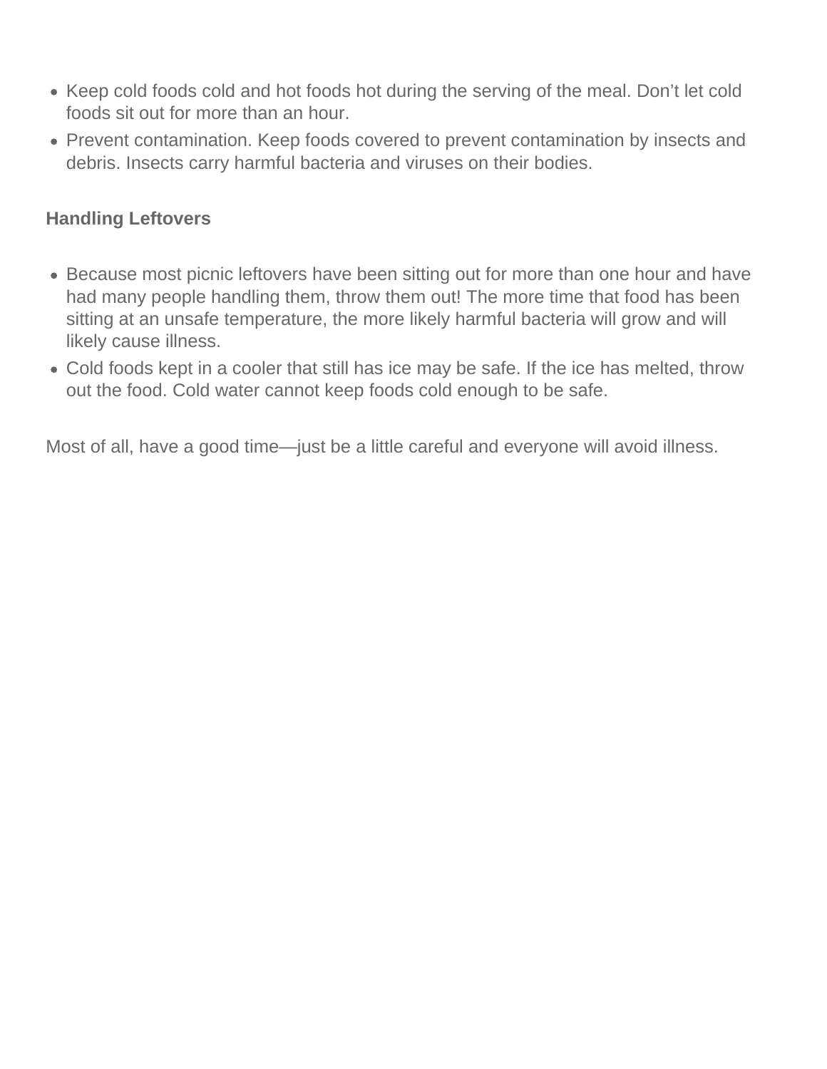- Keep cold foods cold and hot foods hot during the serving of the meal. Don't let cold foods sit out for more than an hour.
- Prevent contamination. Keep foods covered to prevent contamination by insects and debris. Insects carry harmful bacteria and viruses on their bodies.

**Handling Leftovers**

- Because most picnic leftovers have been sitting out for more than one hour and have had many people handling them, throw them out! The more time that food has been sitting at an unsafe temperature, the more likely harmful bacteria will grow and will likely cause illness.
- Cold foods kept in a cooler that still has ice may be safe. If the ice has melted, throw out the food. Cold water cannot keep foods cold enough to be safe.

Most of all, have a good time—just be a little careful and everyone will avoid illness.